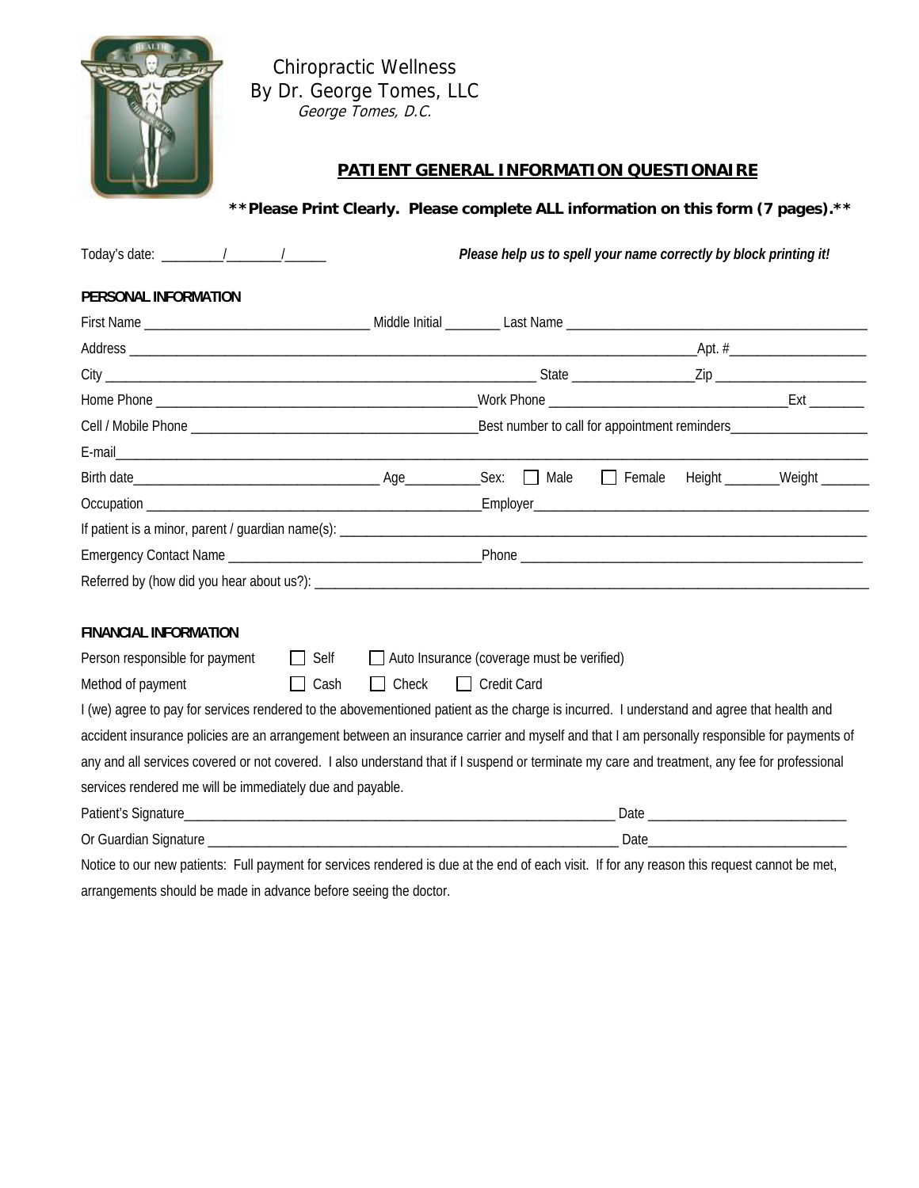Chiropractic Wellness
By Dr. George Tomes, LLC
*George Tomes, D.C.*

# PATIENT GENERAL INFORMATION QUESTIONAIRE

****Please Print Clearly. Please complete ALL information on this form (7 pages).****

Today's date: _________/________/______ ***Please help us to spell your name correctly by block printing it!***

## PERSONAL INFORMATION

First Name _________________________________ Middle Initial ________ Last Name ____________________________________________

Address _____________________________________________________________________________________Apt. #____________________

City ___________________________________________________________________ State _________________Zip _______________________

Home Phone _______________________________________________Work Phone __________________________________Ext ________

Cell / Mobile Phone __________________________________________Best number to call for appointment reminders____________________

E-mail_____________________________________________________________________________________________________________

Birth date____________________________________ Age___________Sex: ☐ Male ☐ Female Height ________Weight _______

Occupation _________________________________________________Employer__________________________________________________

If patient is a minor, parent / guardian name(s): ________________________________________________________________________________

Emergency Contact Name ____________________________________Phone __________________________________________________

Referred by (how did you hear about us?): ______________________________________________________________________________

## FINANCIAL INFORMATION

Person responsible for payment ☐ Self ☐ Auto Insurance (coverage must be verified)

Method of payment ☐ Cash ☐ Check ☐ Credit Card

I (we) agree to pay for services rendered to the abovementioned patient as the charge is incurred. I understand and agree that health and accident insurance policies are an arrangement between an insurance carrier and myself and that I am personally responsible for payments of any and all services covered or not covered. I also understand that if I suspend or terminate my care and treatment, any fee for professional services rendered me will be immediately due and payable.

Patient's Signature_________________________________________________________________ Date _____________________________

Or Guardian Signature _______________________________________________________________ Date_____________________________

Notice to our new patients: Full payment for services rendered is due at the end of each visit. If for any reason this request cannot be met, arrangements should be made in advance before seeing the doctor.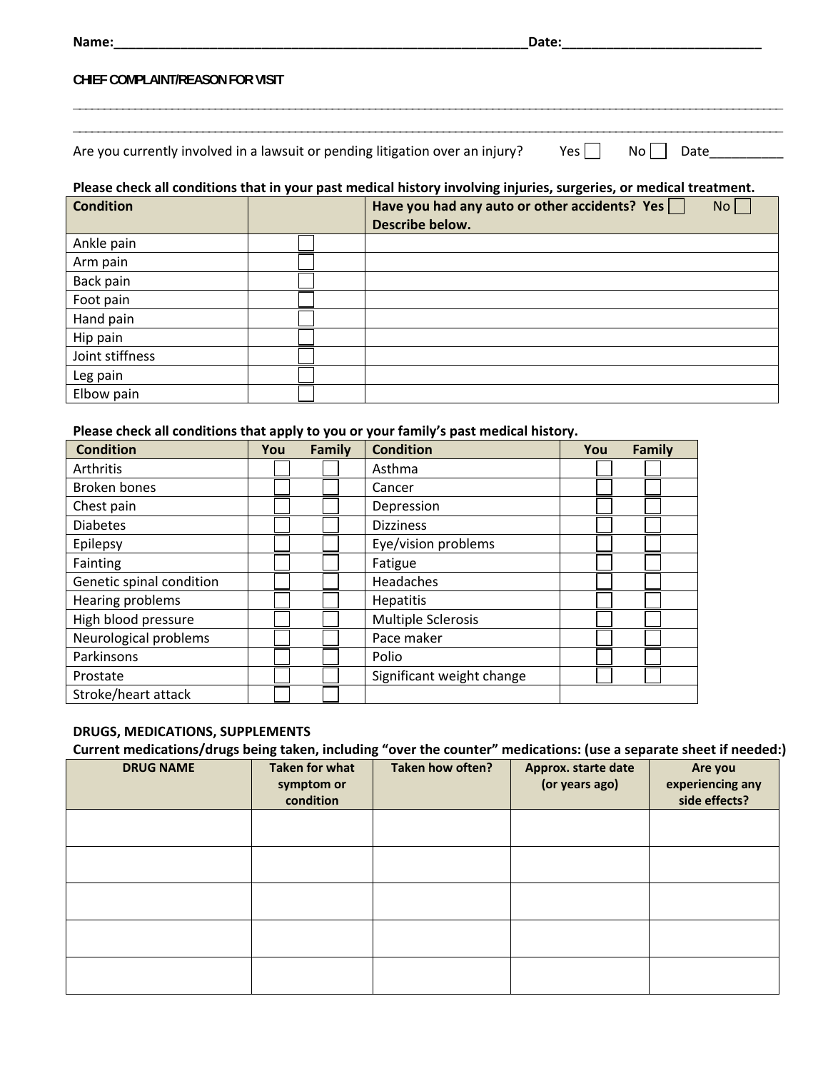Name:\_\_\_\_\_\_\_\_\_\_\_\_\_\_\_\_\_\_\_\_\_\_\_\_\_\_\_\_\_\_\_\_\_\_\_\_\_\_\_\_\_\_\_\_\_\_\_\_\_\_\_\_\_\_\_\_Date:\_\_\_\_\_\_\_\_\_\_\_\_\_\_\_\_\_\_\_\_\_\_\_\_\_\_\_

**CHIEF COMPLAINT/REASON FOR VISIT**

\_\_\_\_\_\_\_\_\_\_\_\_\_\_\_\_\_\_\_\_\_\_\_\_\_\_\_\_\_\_\_\_\_\_\_\_\_\_\_\_\_\_\_\_\_\_\_\_\_\_\_\_\_\_\_\_\_\_\_\_\_\_\_\_\_\_\_\_\_\_\_\_\_\_\_\_\_\_\_\_\_\_\_\_\_\_\_\_

\_\_\_\_\_\_\_\_\_\_\_\_\_\_\_\_\_\_\_\_\_\_\_\_\_\_\_\_\_\_\_\_\_\_\_\_\_\_\_\_\_\_\_\_\_\_\_\_\_\_\_\_\_\_\_\_\_\_\_\_\_\_\_\_\_\_\_\_\_\_\_\_\_\_\_\_\_\_\_\_\_\_\_\_\_\_\_\_

Are you currently involved in a lawsuit or pending litigation over an injury? Yes ☐ No ☐ Date\_\_\_\_\_\_\_\_\_\_

**Please check all conditions that in your past medical history involving injuries, surgeries, or medical treatment.**

| Condition | | Have you had any auto or other accidents? Yes ☐ No ☐ Describe below. |
|---|---|---|
| Ankle pain | ☐ | |
| Arm pain | ☐ | |
| Back pain | ☐ | |
| Foot pain | ☐ | |
| Hand pain | ☐ | |
| Hip pain | ☐ | |
| Joint stiffness | ☐ | |
| Leg pain | ☐ | |
| Elbow pain | ☐ | |

**Please check all conditions that apply to you or your family's past medical history.**

| Condition | You | Family | Condition | You | Family |
|---|---|---|---|---|---|
| Arthritis | ☐ | ☐ | Asthma | ☐ | ☐ |
| Broken bones | ☐ | ☐ | Cancer | ☐ | ☐ |
| Chest pain | ☐ | ☐ | Depression | ☐ | ☐ |
| Diabetes | ☐ | ☐ | Dizziness | ☐ | ☐ |
| Epilepsy | ☐ | ☐ | Eye/vision problems | ☐ | ☐ |
| Fainting | ☐ | ☐ | Fatigue | ☐ | ☐ |
| Genetic spinal condition | ☐ | ☐ | Headaches | ☐ | ☐ |
| Hearing problems | ☐ | ☐ | Hepatitis | ☐ | ☐ |
| High blood pressure | ☐ | ☐ | Multiple Sclerosis | ☐ | ☐ |
| Neurological problems | ☐ | ☐ | Pace maker | ☐ | ☐ |
| Parkinsons | ☐ | ☐ | Polio | ☐ | ☐ |
| Prostate | ☐ | ☐ | Significant weight change | ☐ | ☐ |
| Stroke/heart attack | ☐ | ☐ | | | |

**DRUGS, MEDICATIONS, SUPPLEMENTS**

**Current medications/drugs being taken, including "over the counter" medications: (use a separate sheet if needed:)**

| DRUG NAME | Taken for what symptom or condition | Taken how often? | Approx. starte date (or years ago) | Are you experiencing any side effects? |
|---|---|---|---|---|
| | | | | |
| | | | | |
| | | | | |
| | | | | |
| | | | | |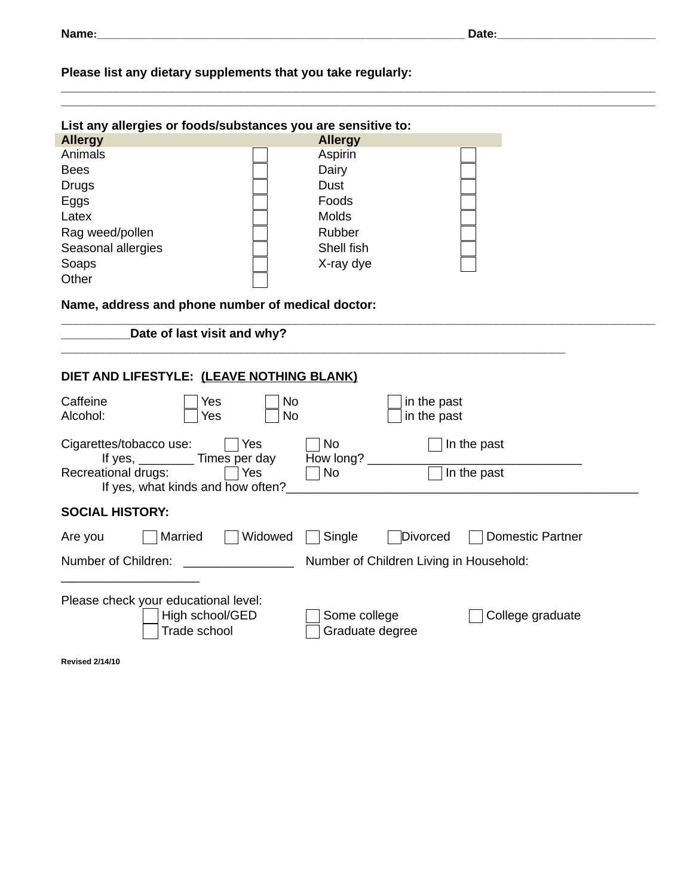**Name:**_______________________________________________ **Date:**____________________

**Please list any dietary supplements that you take regularly:**
___________________________________________________________________________
___________________________________________________________________________

**List any allergies or foods/substances you are sensitive to:**

| Allergy | | Allergy | |
|---|---|---|---|
| Animals | ☐ | Aspirin | ☐ |
| Bees | ☐ | Dairy | ☐ |
| Drugs | ☐ | Dust | ☐ |
| Eggs | ☐ | Foods | ☐ |
| Latex | ☐ | Molds | ☐ |
| Rag weed/pollen | ☐ | Rubber | ☐ |
| Seasonal allergies | ☐ | Shell fish | ☐ |
| Soaps | ☐ | X-ray dye | ☐ |
| Other | ☐ | | |

**Name, address and phone number of medical doctor:**
___________________________________________________________________________
_________**Date of last visit and why?**
_________________________________________________________________

**DIET AND LIFESTYLE: (LEAVE NOTHING BLANK)**

Caffeine ☐ Yes ☐ No ☐ in the past
Alcohol: ☐ Yes ☐ No ☐ in the past

Cigarettes/tobacco use: ☐ Yes ☐ No ☐ In the past
If yes, ________ Times per day How long? ____________________________
Recreational drugs: ☐ Yes ☐ No ☐ In the past
If yes, what kinds and how often?________________________________________

**SOCIAL HISTORY:**

Are you ☐ Married ☐ Widowed ☐ Single ☐ Divorced ☐ Domestic Partner

Number of Children: _______________ Number of Children Living in Household: __________________

Please check your educational level:
☐ High school/GED ☐ Some college ☐ College graduate
☐ Trade school ☐ Graduate degree

**Revised 2/14/10**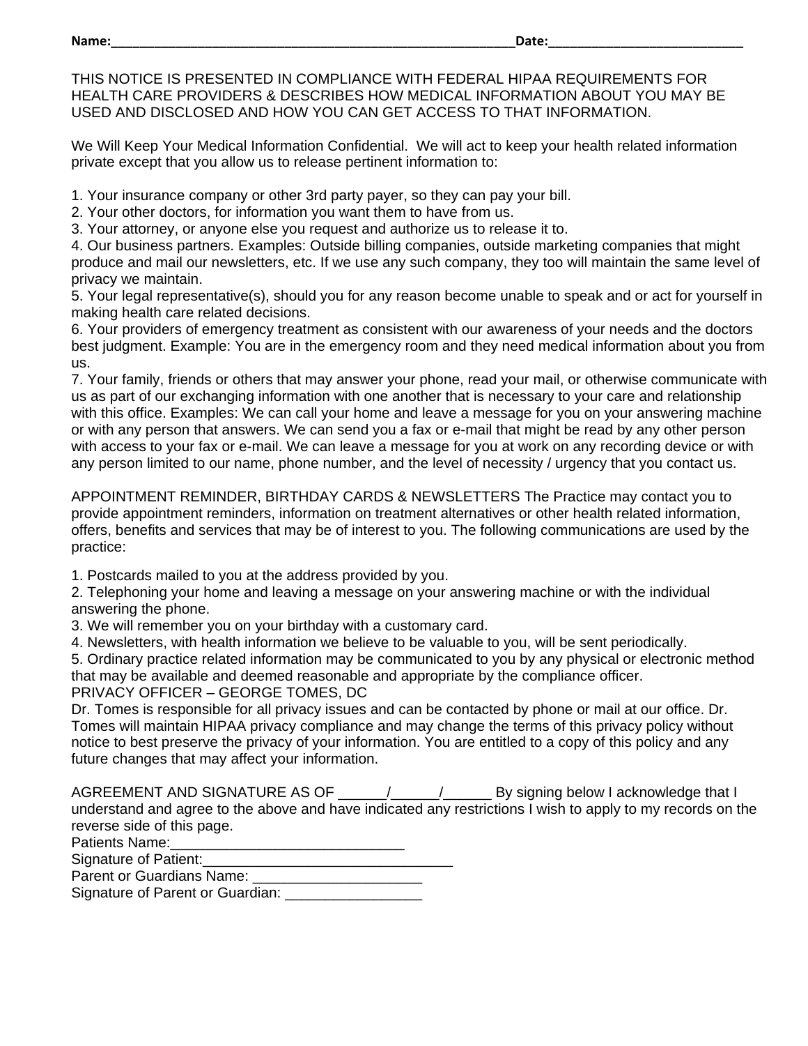**Name:**\_\_\_\_\_\_\_\_\_\_\_\_\_\_\_\_\_\_\_\_\_\_\_\_\_\_\_\_\_\_\_\_\_\_\_\_\_\_\_\_\_\_\_\_\_\_\_\_\_\_\_\_\_\_\_\_ **Date:**\_\_\_\_\_\_\_\_\_\_\_\_\_\_\_\_\_\_\_\_\_\_\_\_\_\_\_\_

THIS NOTICE IS PRESENTED IN COMPLIANCE WITH FEDERAL HIPAA REQUIREMENTS FOR HEALTH CARE PROVIDERS & DESCRIBES HOW MEDICAL INFORMATION ABOUT YOU MAY BE USED AND DISCLOSED AND HOW YOU CAN GET ACCESS TO THAT INFORMATION.

We Will Keep Your Medical Information Confidential. We will act to keep your health related information private except that you allow us to release pertinent information to:

1. Your insurance company or other 3rd party payer, so they can pay your bill.
2. Your other doctors, for information you want them to have from us.
3. Your attorney, or anyone else you request and authorize us to release it to.
4. Our business partners. Examples: Outside billing companies, outside marketing companies that might produce and mail our newsletters, etc. If we use any such company, they too will maintain the same level of privacy we maintain.
5. Your legal representative(s), should you for any reason become unable to speak and or act for yourself in making health care related decisions.
6. Your providers of emergency treatment as consistent with our awareness of your needs and the doctors best judgment. Example: You are in the emergency room and they need medical information about you from us.
7. Your family, friends or others that may answer your phone, read your mail, or otherwise communicate with us as part of our exchanging information with one another that is necessary to your care and relationship with this office. Examples: We can call your home and leave a message for you on your answering machine or with any person that answers. We can send you a fax or e-mail that might be read by any other person with access to your fax or e-mail. We can leave a message for you at work on any recording device or with any person limited to our name, phone number, and the level of necessity / urgency that you contact us.

APPOINTMENT REMINDER, BIRTHDAY CARDS & NEWSLETTERS The Practice may contact you to provide appointment reminders, information on treatment alternatives or other health related information, offers, benefits and services that may be of interest to you. The following communications are used by the practice:

1. Postcards mailed to you at the address provided by you.
2. Telephoning your home and leaving a message on your answering machine or with the individual answering the phone.
3. We will remember you on your birthday with a customary card.
4. Newsletters, with health information we believe to be valuable to you, will be sent periodically.
5. Ordinary practice related information may be communicated to you by any physical or electronic method that may be available and deemed reasonable and appropriate by the compliance officer.

PRIVACY OFFICER – GEORGE TOMES, DC

Dr. Tomes is responsible for all privacy issues and can be contacted by phone or mail at our office. Dr. Tomes will maintain HIPAA privacy compliance and may change the terms of this privacy policy without notice to best preserve the privacy of your information. You are entitled to a copy of this policy and any future changes that may affect your information.

AGREEMENT AND SIGNATURE AS OF \_\_\_\_\_\_/\_\_\_\_\_\_/\_\_\_\_\_\_ By signing below I acknowledge that I understand and agree to the above and have indicated any restrictions I wish to apply to my records on the reverse side of this page.

Patients Name:\_\_\_\_\_\_\_\_\_\_\_\_\_\_\_\_\_\_\_\_\_\_\_\_\_\_\_\_\_
Signature of Patient:\_\_\_\_\_\_\_\_\_\_\_\_\_\_\_\_\_\_\_\_\_\_\_\_\_\_\_\_\_\_
Parent or Guardians Name: \_\_\_\_\_\_\_\_\_\_\_\_\_\_\_\_\_\_\_\_\_
Signature of Parent or Guardian: \_\_\_\_\_\_\_\_\_\_\_\_\_\_\_\_\_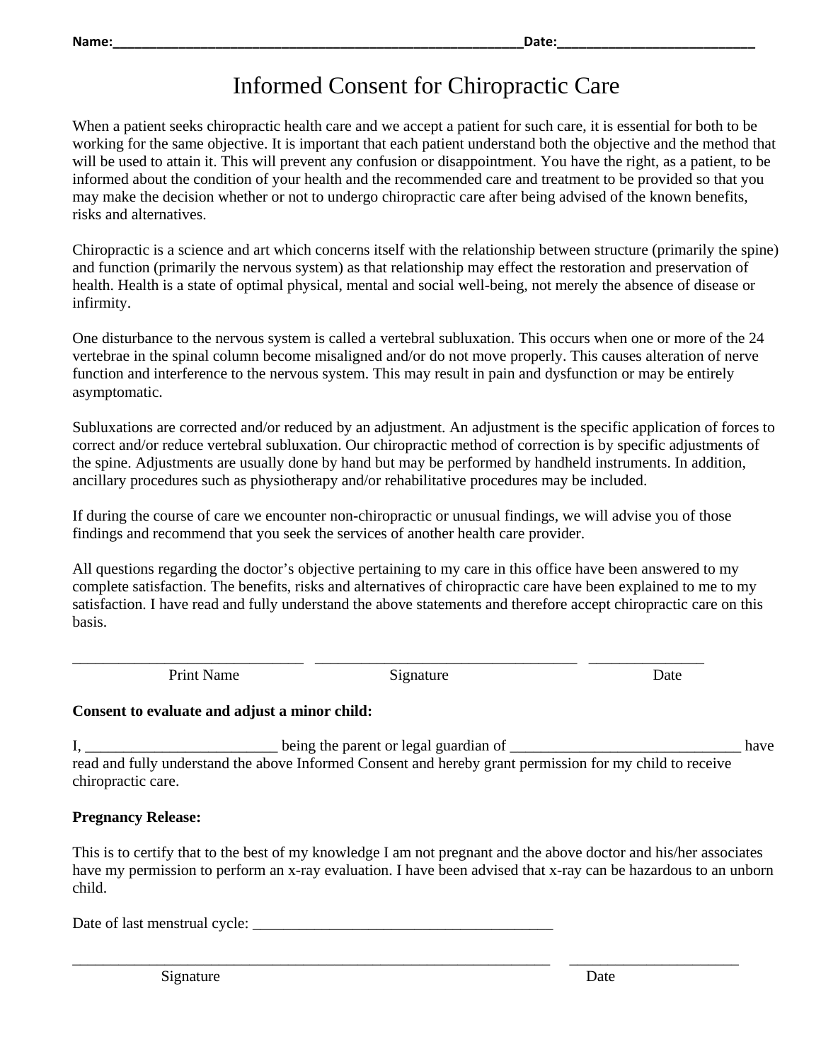Name:_______________________________________________________Date:__________________________

# Informed Consent for Chiropractic Care

When a patient seeks chiropractic health care and we accept a patient for such care, it is essential for both to be working for the same objective. It is important that each patient understand both the objective and the method that will be used to attain it. This will prevent any confusion or disappointment. You have the right, as a patient, to be informed about the condition of your health and the recommended care and treatment to be provided so that you may make the decision whether or not to undergo chiropractic care after being advised of the known benefits, risks and alternatives.

Chiropractic is a science and art which concerns itself with the relationship between structure (primarily the spine) and function (primarily the nervous system) as that relationship may effect the restoration and preservation of health. Health is a state of optimal physical, mental and social well-being, not merely the absence of disease or infirmity.

One disturbance to the nervous system is called a vertebral subluxation. This occurs when one or more of the 24 vertebrae in the spinal column become misaligned and/or do not move properly. This causes alteration of nerve function and interference to the nervous system. This may result in pain and dysfunction or may be entirely asymptomatic.

Subluxations are corrected and/or reduced by an adjustment. An adjustment is the specific application of forces to correct and/or reduce vertebral subluxation. Our chiropractic method of correction is by specific adjustments of the spine. Adjustments are usually done by hand but may be performed by handheld instruments. In addition, ancillary procedures such as physiotherapy and/or rehabilitative procedures may be included.

If during the course of care we encounter non-chiropractic or unusual findings, we will advise you of those findings and recommend that you seek the services of another health care provider.

All questions regarding the doctor's objective pertaining to my care in this office have been answered to my complete satisfaction. The benefits, risks and alternatives of chiropractic care have been explained to me to my satisfaction. I have read and fully understand the above statements and therefore accept chiropractic care on this basis.

______________________________ __________________________________ _______________

Print Name Signature Date

**Consent to evaluate and adjust a minor child:**

I, ________________________ being the parent or legal guardian of ______________________________ have read and fully understand the above Informed Consent and hereby grant permission for my child to receive chiropractic care.

**Pregnancy Release:**

This is to certify that to the best of my knowledge I am not pregnant and the above doctor and his/her associates have my permission to perform an x-ray evaluation. I have been advised that x-ray can be hazardous to an unborn child.

Date of last menstrual cycle: _______________________________________

______________________________________________________________ ______________________

Signature Date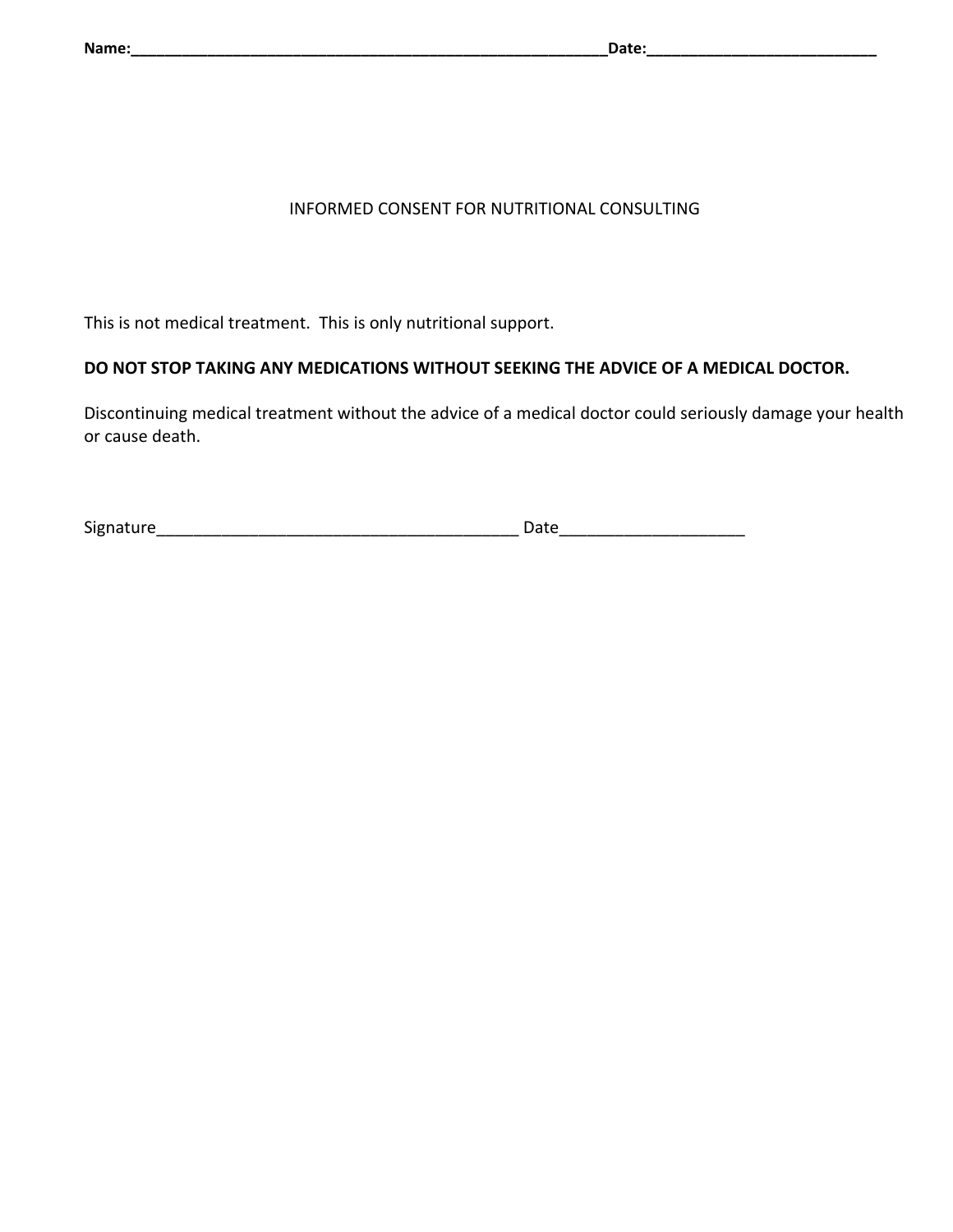**Name:\_\_\_\_\_\_\_\_\_\_\_\_\_\_\_\_\_\_\_\_\_\_\_\_\_\_\_\_\_\_\_\_\_\_\_\_\_\_\_\_\_\_\_\_\_\_\_\_\_\_\_\_\_\_\_\_Date:\_\_\_\_\_\_\_\_\_\_\_\_\_\_\_\_\_\_\_\_\_\_\_\_\_\_\_**

# INFORMED CONSENT FOR NUTRITIONAL CONSULTING

This is not medical treatment. This is only nutritional support.

**DO NOT STOP TAKING ANY MEDICATIONS WITHOUT SEEKING THE ADVICE OF A MEDICAL DOCTOR.**

Discontinuing medical treatment without the advice of a medical doctor could seriously damage your health or cause death.

Signature\_\_\_\_\_\_\_\_\_\_\_\_\_\_\_\_\_\_\_\_\_\_\_\_\_\_\_\_\_\_\_\_\_\_\_\_\_\_\_ Date\_\_\_\_\_\_\_\_\_\_\_\_\_\_\_\_\_\_\_\_